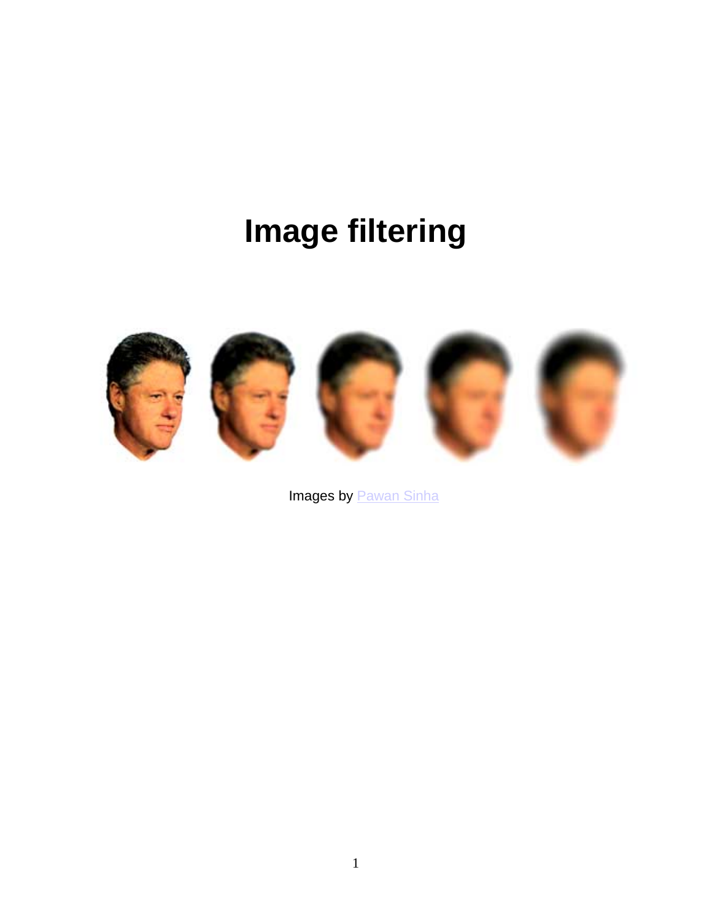# Image filtering

Images by [Pawan Sinha]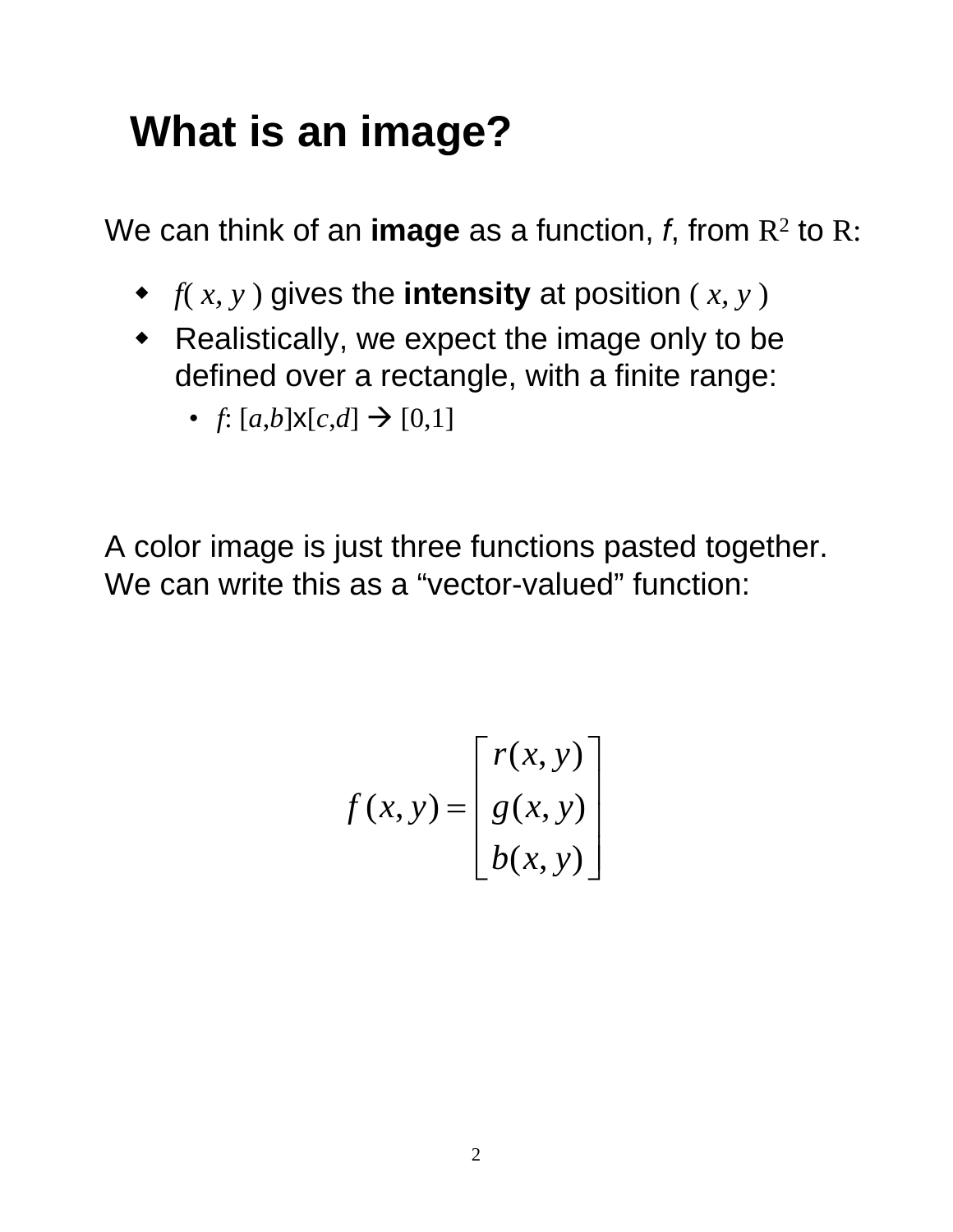# What is an image?

We can think of an **image** as a function, *f*, from $\mathbb{R}^2$ to $\mathbb{R}$:

- $f(x, y)$ gives the **intensity** at position $(x, y)$
- Realistically, we expect the image only to be defined over a rectangle, with a finite range:
  - $f: [a,b] \times [c,d] \rightarrow [0,1]$

A color image is just three functions pasted together. We can write this as a "vector-valued" function:

$$f(x,y) = \begin{bmatrix} r(x,y) \\ g(x,y) \\ b(x,y) \end{bmatrix}$$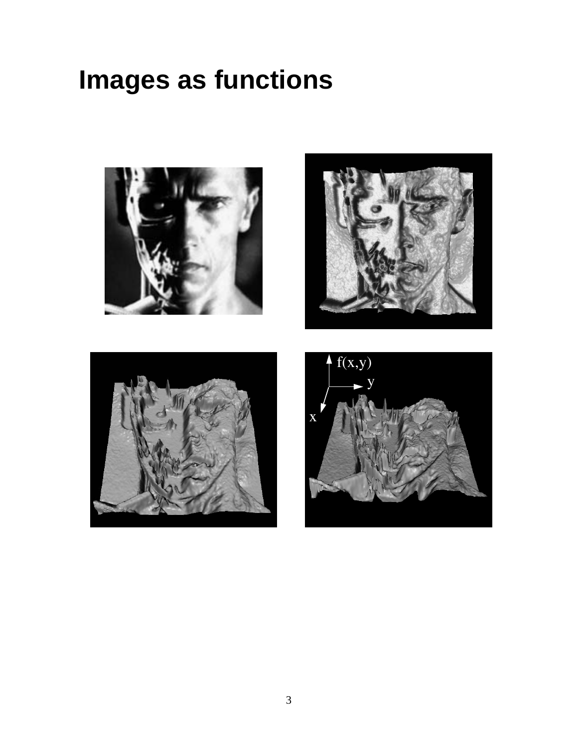# Images as functions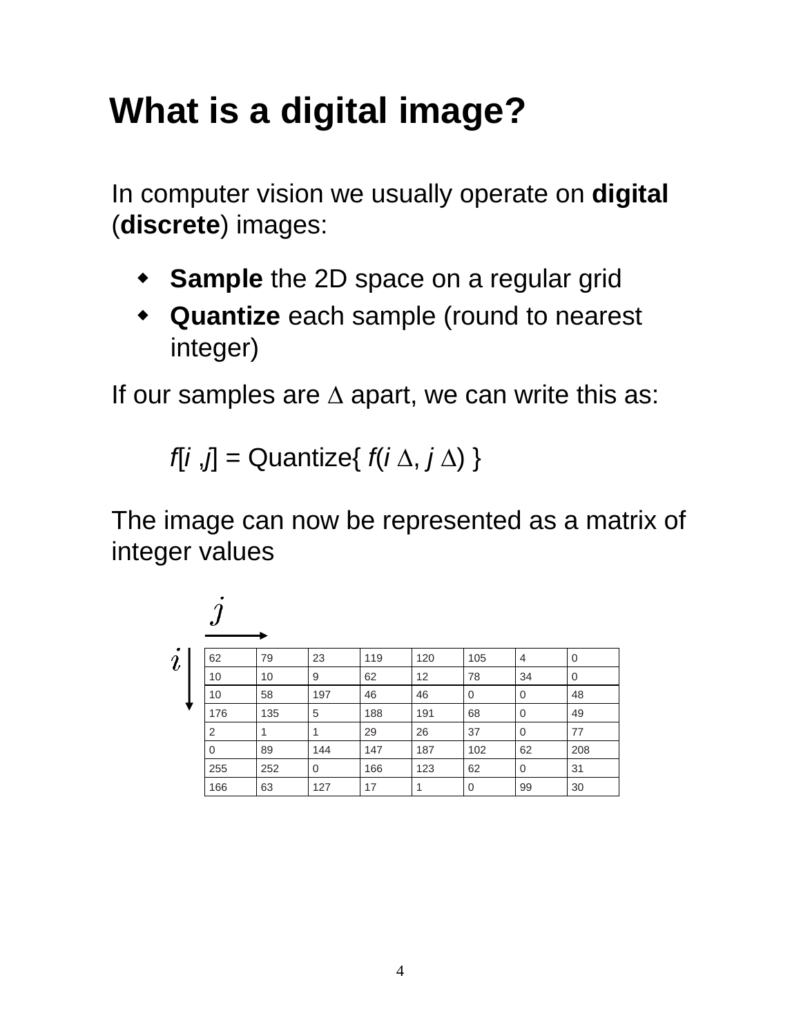# What is a digital image?

In computer vision we usually operate on **digital** (**discrete**) images:

- **Sample** the 2D space on a regular grid
- **Quantize** each sample (round to nearest integer)

If our samples are $\Delta$ apart, we can write this as:

$$f[i, j] = \text{Quantize}\{ f(i\,\Delta, j\,\Delta) \}$$

The image can now be represented as a matrix of integer values

$j$ →

$i$ ↓

| | | | | | | | |
|---|---|---|---|---|---|---|---|
| 62 | 79 | 23 | 119 | 120 | 105 | 4 | 0 |
| 10 | 10 | 9 | 62 | 12 | 78 | 34 | 0 |
| 10 | 58 | 197 | 46 | 46 | 0 | 0 | 48 |
| 176 | 135 | 5 | 188 | 191 | 68 | 0 | 49 |
| 2 | 1 | 1 | 29 | 26 | 37 | 0 | 77 |
| 0 | 89 | 144 | 147 | 187 | 102 | 62 | 208 |
| 255 | 252 | 0 | 166 | 123 | 62 | 0 | 31 |
| 166 | 63 | 127 | 17 | 1 | 0 | 99 | 30 |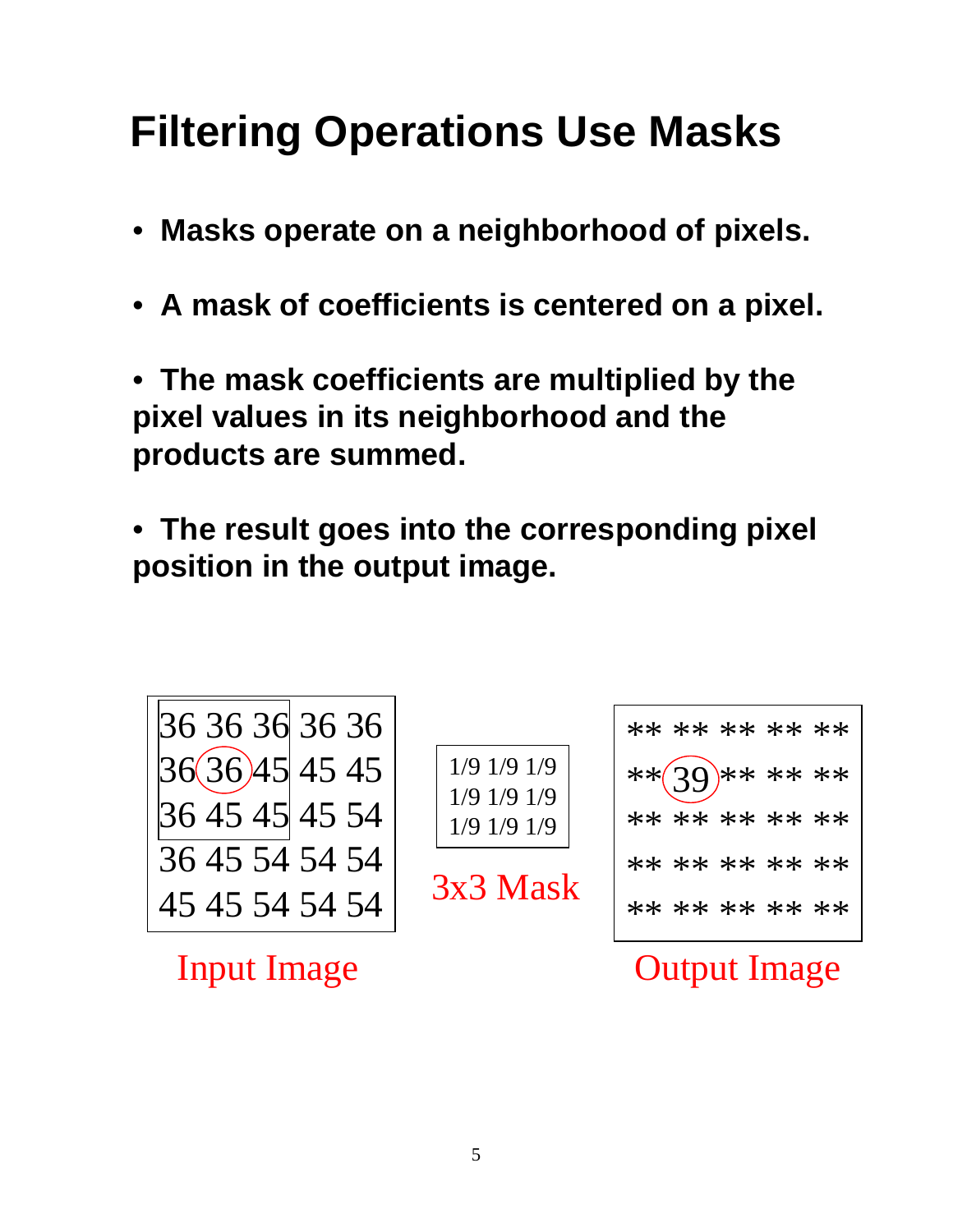# Filtering Operations Use Masks

- **Masks operate on a neighborhood of pixels.**
- **A mask of coefficients is centered on a pixel.**
- **The mask coefficients are multiplied by the pixel values in its neighborhood and the products are summed.**
- **The result goes into the corresponding pixel position in the output image.**

**Input Image**

| | | | | |
|---|---|---|---|---|
| 36 | 36 | 36 | 36 | 36 |
| 36 | (36) | 45 | 45 | 45 |
| 36 | 45 | 45 | 45 | 54 |
| 36 | 45 | 54 | 54 | 54 |
| 45 | 45 | 54 | 54 | 54 |

**3x3 Mask**

| | | |
|---|---|---|
| 1/9 | 1/9 | 1/9 |
| 1/9 | 1/9 | 1/9 |
| 1/9 | 1/9 | 1/9 |

**Output Image**

| | | | | |
|---|---|---|---|---|
| ** | ** | ** | ** | ** |
| ** | (39) | ** | ** | ** |
| ** | ** | ** | ** | ** |
| ** | ** | ** | ** | ** |
| ** | ** | ** | ** | ** |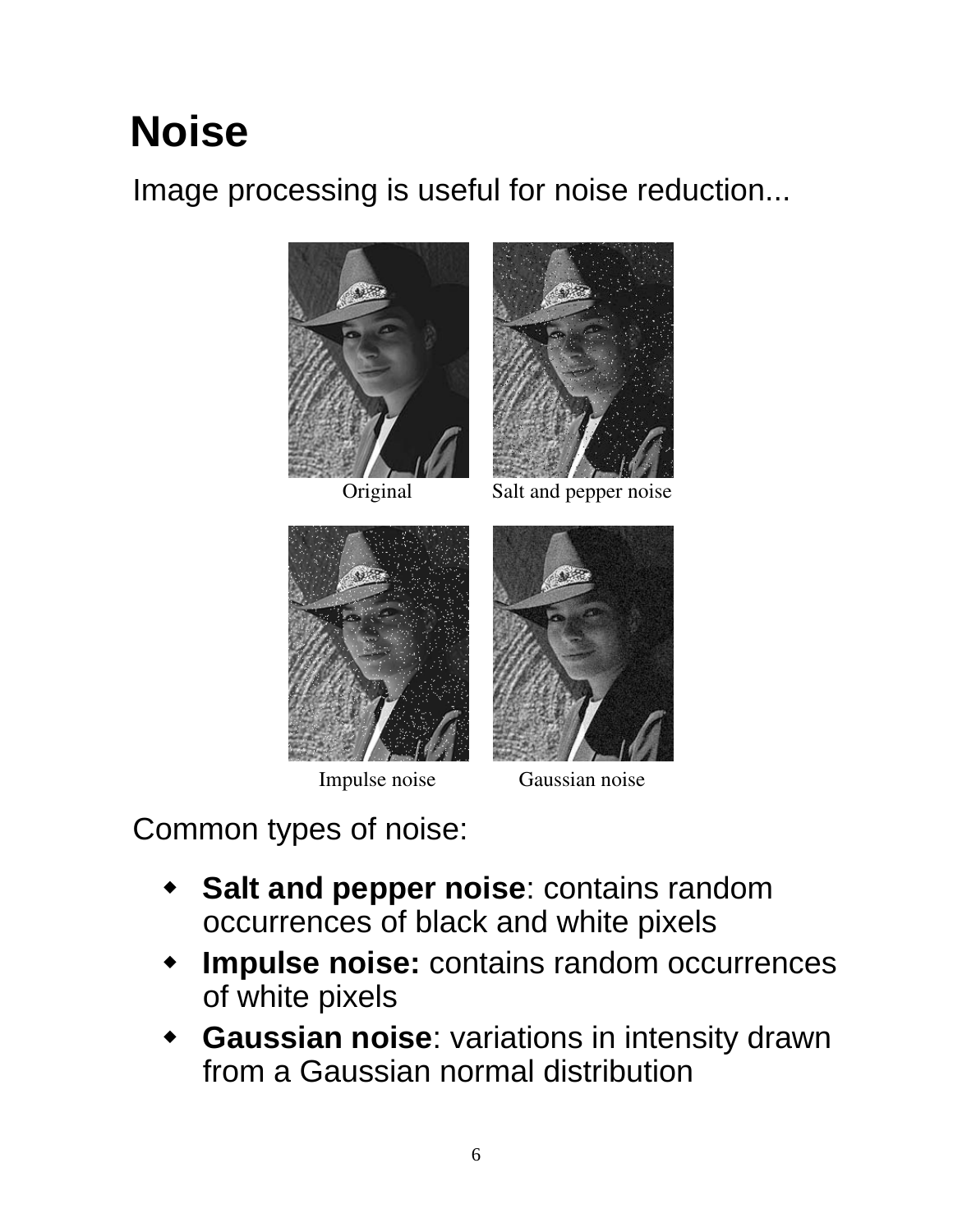# Noise

Image processing is useful for noise reduction...

Original    Salt and pepper noise

Impulse noise    Gaussian noise

Common types of noise:

- **Salt and pepper noise**: contains random occurrences of black and white pixels
- **Impulse noise:** contains random occurrences of white pixels
- **Gaussian noise**: variations in intensity drawn from a Gaussian normal distribution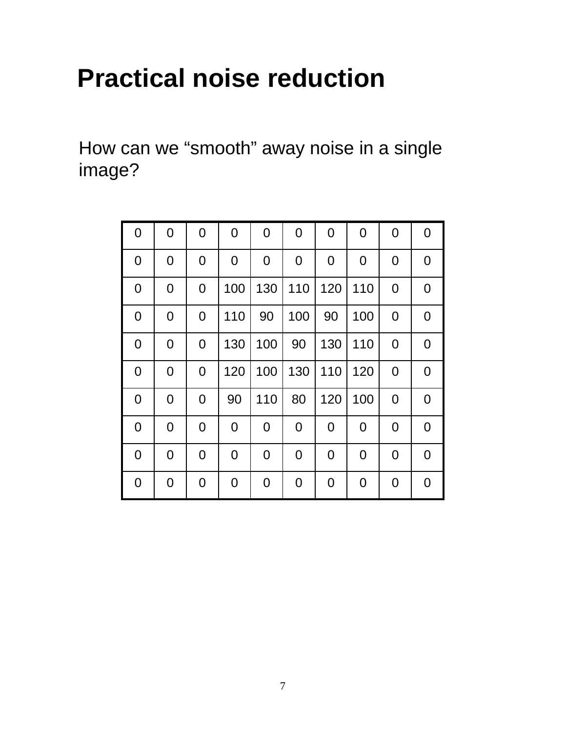# Practical noise reduction

How can we “smooth” away noise in a single image?

| 0 | 0 | 0 | 0 | 0 | 0 | 0 | 0 | 0 | 0 |
|---|---|---|---|---|---|---|---|---|---|
| 0 | 0 | 0 | 0 | 0 | 0 | 0 | 0 | 0 | 0 |
| 0 | 0 | 0 | 100 | 130 | 110 | 120 | 110 | 0 | 0 |
| 0 | 0 | 0 | 110 | 90 | 100 | 90 | 100 | 0 | 0 |
| 0 | 0 | 0 | 130 | 100 | 90 | 130 | 110 | 0 | 0 |
| 0 | 0 | 0 | 120 | 100 | 130 | 110 | 120 | 0 | 0 |
| 0 | 0 | 0 | 90 | 110 | 80 | 120 | 100 | 0 | 0 |
| 0 | 0 | 0 | 0 | 0 | 0 | 0 | 0 | 0 | 0 |
| 0 | 0 | 0 | 0 | 0 | 0 | 0 | 0 | 0 | 0 |
| 0 | 0 | 0 | 0 | 0 | 0 | 0 | 0 | 0 | 0 |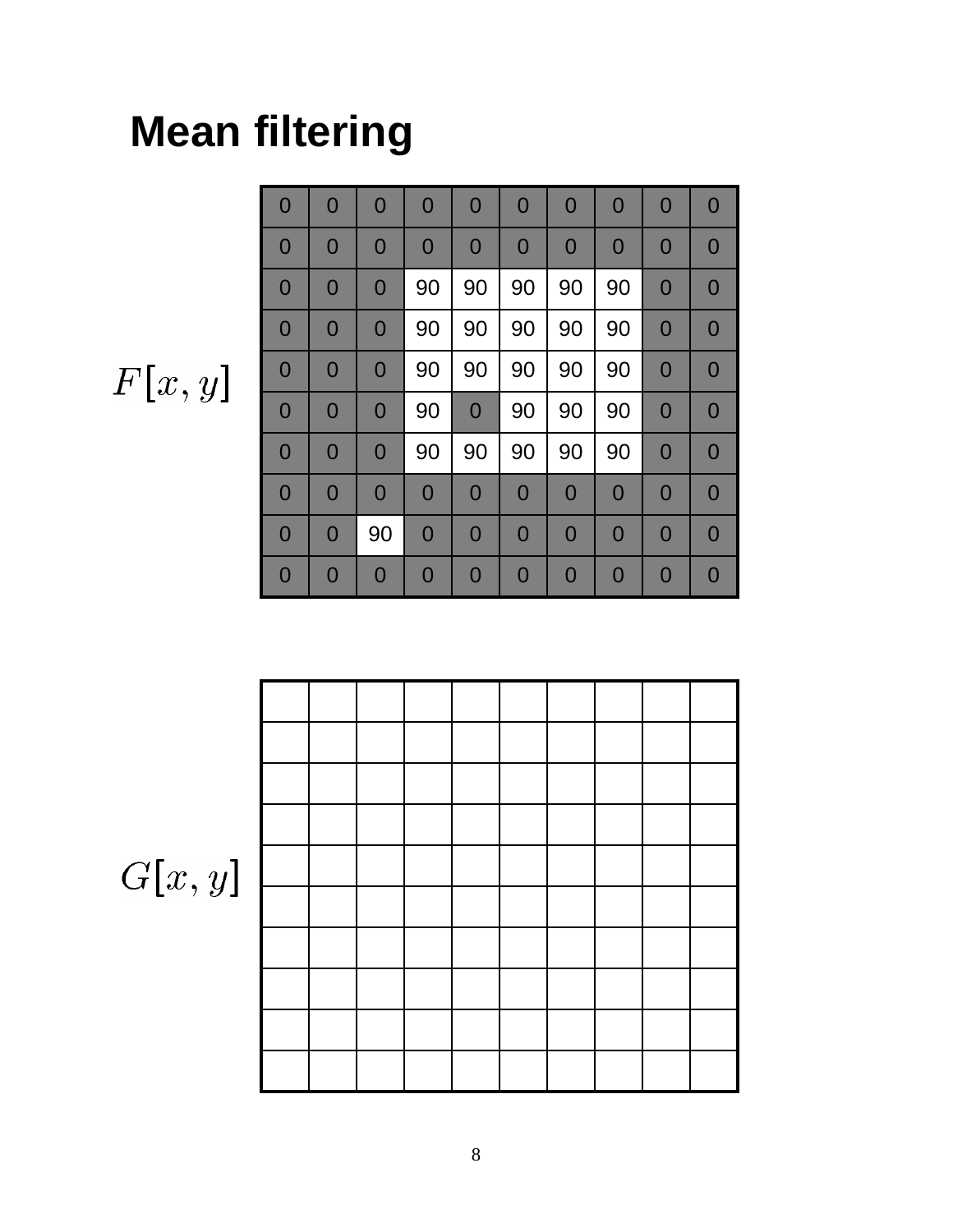# Mean filtering

$F[x, y]$

| | | | | | | | | | |
|---|---|---|---|---|---|---|---|---|---|
| 0 | 0 | 0 | 0 | 0 | 0 | 0 | 0 | 0 | 0 |
| 0 | 0 | 0 | 0 | 0 | 0 | 0 | 0 | 0 | 0 |
| 0 | 0 | 0 | 90 | 90 | 90 | 90 | 90 | 0 | 0 |
| 0 | 0 | 0 | 90 | 90 | 90 | 90 | 90 | 0 | 0 |
| 0 | 0 | 0 | 90 | 90 | 90 | 90 | 90 | 0 | 0 |
| 0 | 0 | 0 | 90 | 0 | 90 | 90 | 90 | 0 | 0 |
| 0 | 0 | 0 | 90 | 90 | 90 | 90 | 90 | 0 | 0 |
| 0 | 0 | 0 | 0 | 0 | 0 | 0 | 0 | 0 | 0 |
| 0 | 0 | 90 | 0 | 0 | 0 | 0 | 0 | 0 | 0 |
| 0 | 0 | 0 | 0 | 0 | 0 | 0 | 0 | 0 | 0 |

$G[x, y]$

| | | | | | | | | | |
|---|---|---|---|---|---|---|---|---|---|
| | | | | | | | | | |
| | | | | | | | | | |
| | | | | | | | | | |
| | | | | | | | | | |
| | | | | | | | | | |
| | | | | | | | | | |
| | | | | | | | | | |
| | | | | | | | | | |
| | | | | | | | | | |
| | | | | | | | | | |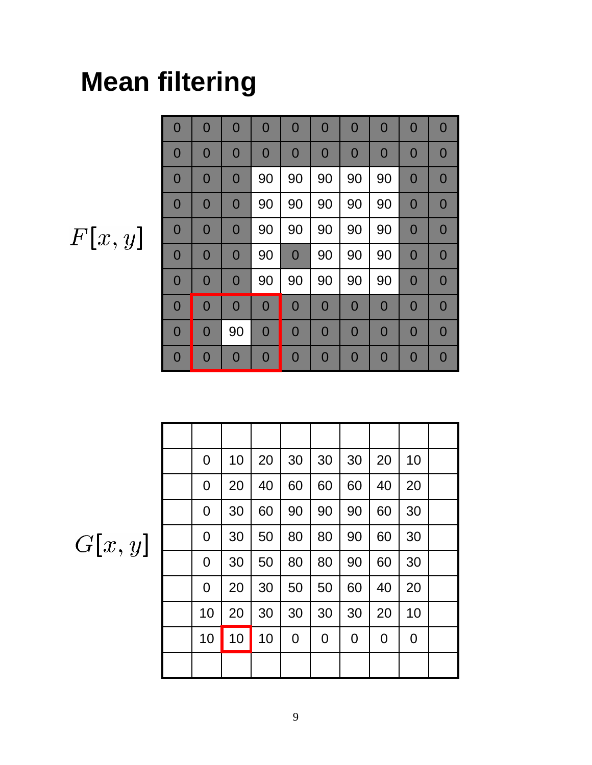# Mean filtering

$F[x, y]$

| | | | | | | | | | |
|---|---|---|---|---|---|---|---|---|---|
| 0 | 0 | 0 | 0 | 0 | 0 | 0 | 0 | 0 | 0 |
| 0 | 0 | 0 | 0 | 0 | 0 | 0 | 0 | 0 | 0 |
| 0 | 0 | 0 | 90 | 90 | 90 | 90 | 90 | 0 | 0 |
| 0 | 0 | 0 | 90 | 90 | 90 | 90 | 90 | 0 | 0 |
| 0 | 0 | 0 | 90 | 90 | 90 | 90 | 90 | 0 | 0 |
| 0 | 0 | 0 | 90 | 0 | 90 | 90 | 90 | 0 | 0 |
| 0 | 0 | 0 | 90 | 90 | 90 | 90 | 90 | 0 | 0 |
| 0 | 0 | 0 | 0 | 0 | 0 | 0 | 0 | 0 | 0 |
| 0 | 0 | 90 | 0 | 0 | 0 | 0 | 0 | 0 | 0 |
| 0 | 0 | 0 | 0 | 0 | 0 | 0 | 0 | 0 | 0 |

$G[x, y]$

| | | | | | | | | | |
|---|---|---|---|---|---|---|---|---|---|
| | | | | | | | | | |
| | 0 | 10 | 20 | 30 | 30 | 30 | 20 | 10 | |
| | 0 | 20 | 40 | 60 | 60 | 60 | 40 | 20 | |
| | 0 | 30 | 60 | 90 | 90 | 90 | 60 | 30 | |
| | 0 | 30 | 50 | 80 | 80 | 90 | 60 | 30 | |
| | 0 | 30 | 50 | 80 | 80 | 90 | 60 | 30 | |
| | 0 | 20 | 30 | 50 | 50 | 60 | 40 | 20 | |
| | 10 | 20 | 30 | 30 | 30 | 30 | 20 | 10 | |
| | 10 | 10 | 10 | 0 | 0 | 0 | 0 | 0 | |
| | | | | | | | | | |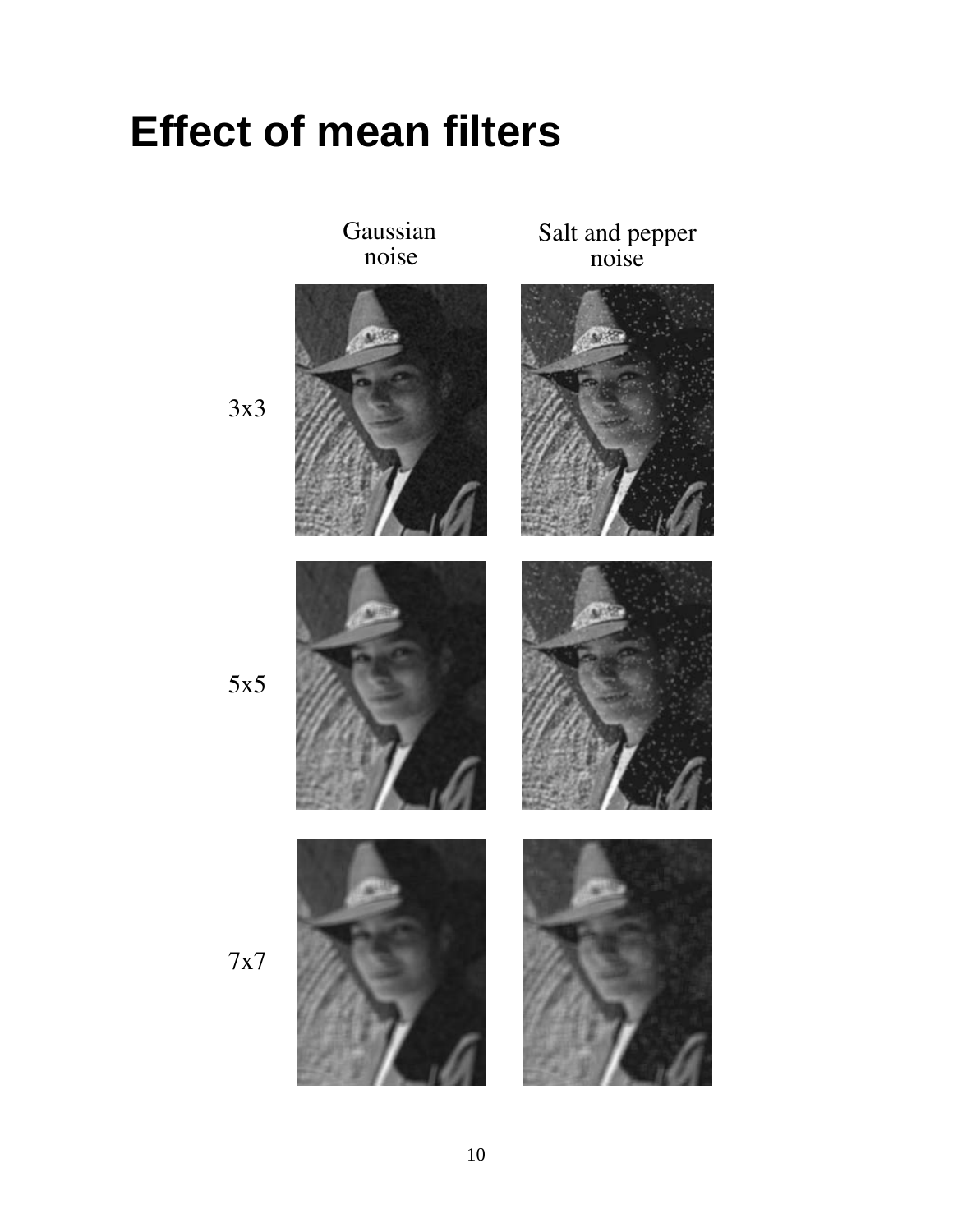# Effect of mean filters

|  | Gaussian noise | Salt and pepper noise |
| --- | --- | --- |
| 3x3 |  |  |
| 5x5 |  |  |
| 7x7 |  |  |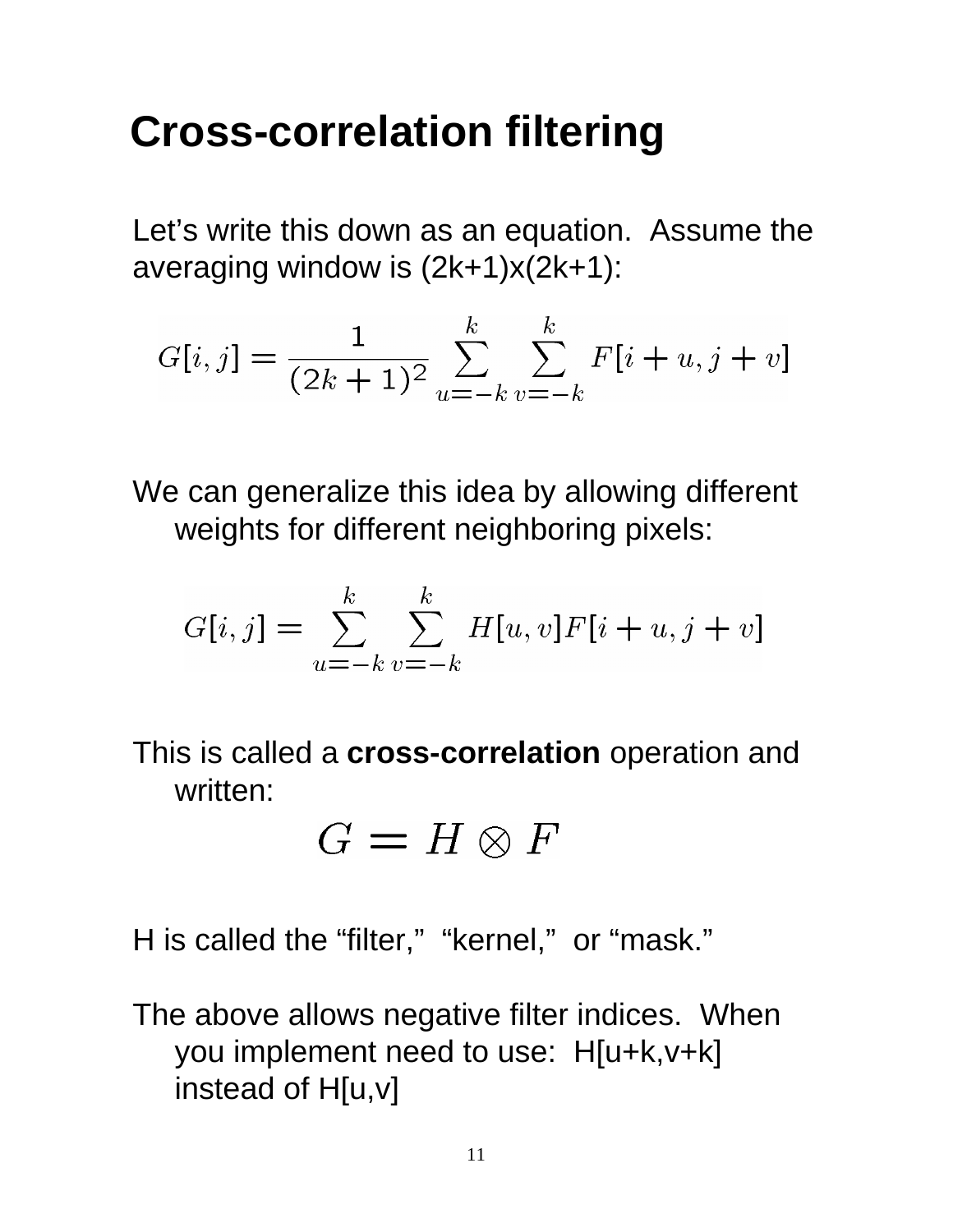# Cross-correlation filtering

Let's write this down as an equation. Assume the averaging window is (2k+1)x(2k+1):

$$G[i,j] = \frac{1}{(2k+1)^2} \sum_{u=-k}^{k} \sum_{v=-k}^{k} F[i+u, j+v]$$

We can generalize this idea by allowing different weights for different neighboring pixels:

$$G[i,j] = \sum_{u=-k}^{k} \sum_{v=-k}^{k} H[u,v] F[i+u, j+v]$$

This is called a **cross-correlation** operation and written:

$$G = H \otimes F$$

H is called the "filter," "kernel," or "mask."

The above allows negative filter indices. When you implement need to use: H[u+k,v+k] instead of H[u,v]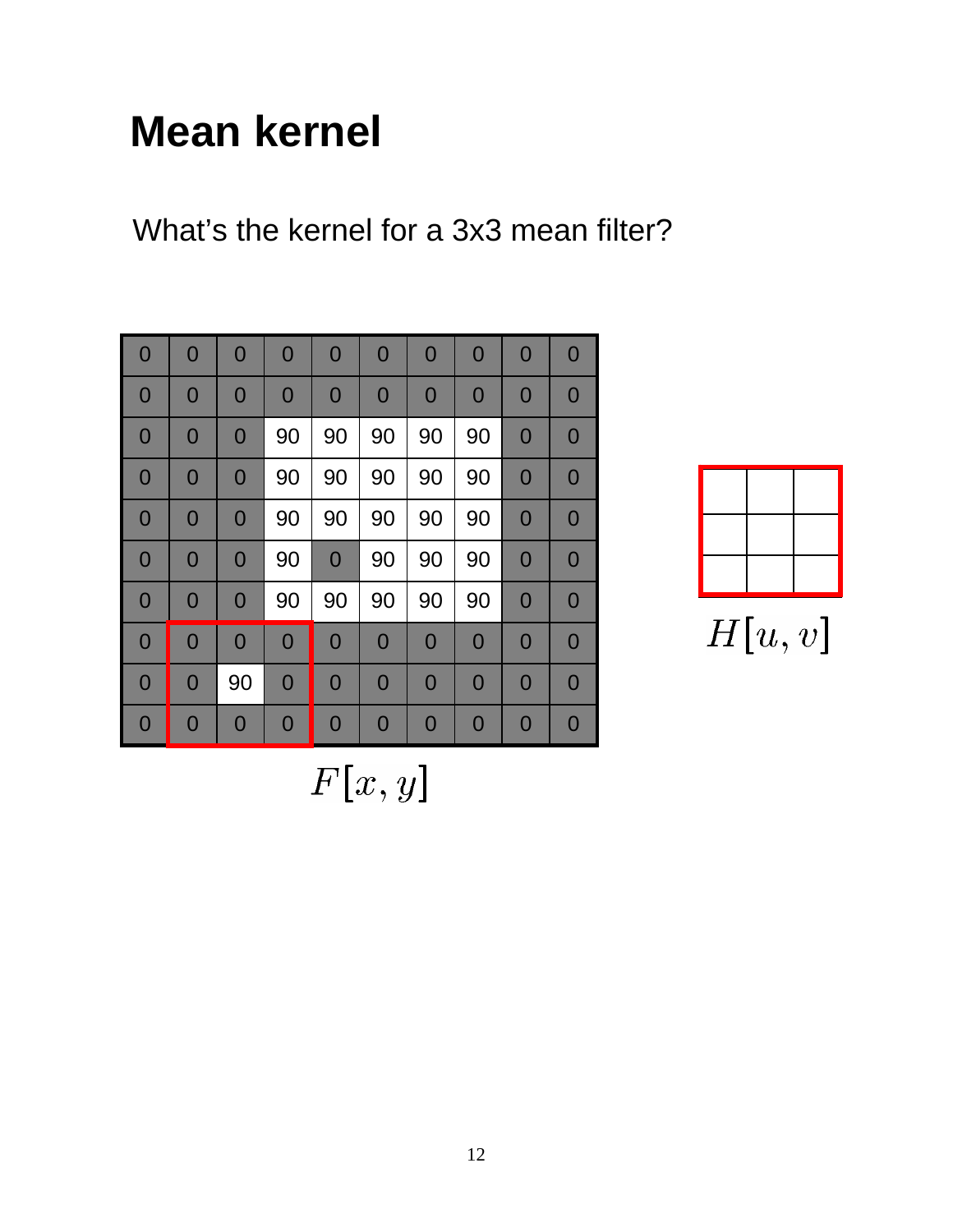# Mean kernel

What's the kernel for a 3x3 mean filter?

| | | | | | | | | | |
|---|---|---|---|---|---|---|---|---|---|
| 0 | 0 | 0 | 0 | 0 | 0 | 0 | 0 | 0 | 0 |
| 0 | 0 | 0 | 0 | 0 | 0 | 0 | 0 | 0 | 0 |
| 0 | 0 | 0 | 90 | 90 | 90 | 90 | 90 | 0 | 0 |
| 0 | 0 | 0 | 90 | 90 | 90 | 90 | 90 | 0 | 0 |
| 0 | 0 | 0 | 90 | 90 | 90 | 90 | 90 | 0 | 0 |
| 0 | 0 | 0 | 90 | 0 | 90 | 90 | 90 | 0 | 0 |
| 0 | 0 | 0 | 90 | 90 | 90 | 90 | 90 | 0 | 0 |
| 0 | 0 | 0 | 0 | 0 | 0 | 0 | 0 | 0 | 0 |
| 0 | 0 | 90 | 0 | 0 | 0 | 0 | 0 | 0 | 0 |
| 0 | 0 | 0 | 0 | 0 | 0 | 0 | 0 | 0 | 0 |

$F[x, y]$

| | | |
|---|---|---|
| | | |
| | | |
| | | |

$H[u, v]$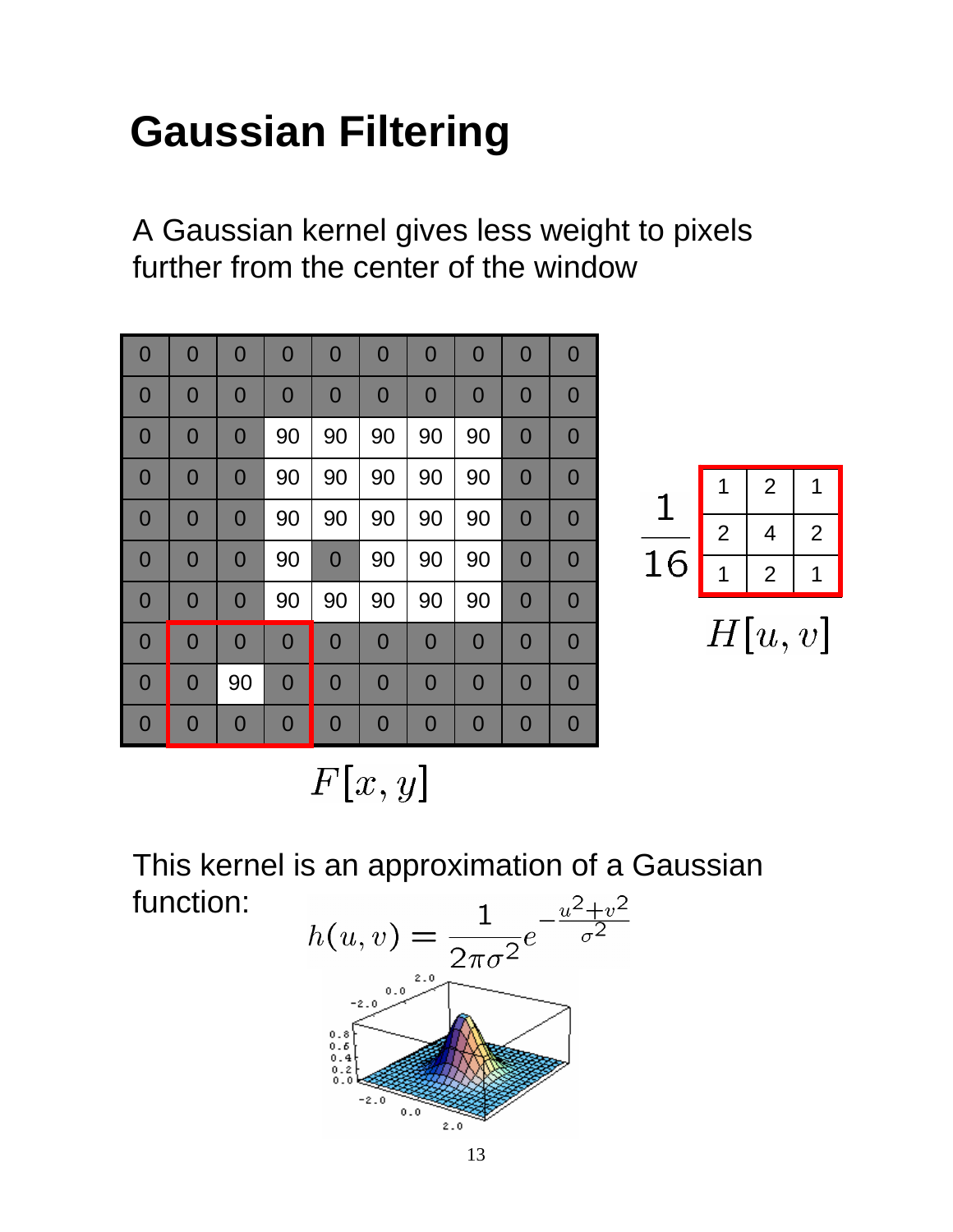# Gaussian Filtering

A Gaussian kernel gives less weight to pixels further from the center of the window

| 0 | 0 | 0 | 0 | 0 | 0 | 0 | 0 | 0 | 0 |
|---|---|---|---|---|---|---|---|---|---|
| 0 | 0 | 0 | 0 | 0 | 0 | 0 | 0 | 0 | 0 |
| 0 | 0 | 0 | 90 | 90 | 90 | 90 | 90 | 0 | 0 |
| 0 | 0 | 0 | 90 | 90 | 90 | 90 | 90 | 0 | 0 |
| 0 | 0 | 0 | 90 | 90 | 90 | 90 | 90 | 0 | 0 |
| 0 | 0 | 0 | 90 | 0 | 90 | 90 | 90 | 0 | 0 |
| 0 | 0 | 0 | 90 | 90 | 90 | 90 | 90 | 0 | 0 |
| 0 | 0 | 0 | 0 | 0 | 0 | 0 | 0 | 0 | 0 |
| 0 | 0 | 90 | 0 | 0 | 0 | 0 | 0 | 0 | 0 |
| 0 | 0 | 0 | 0 | 0 | 0 | 0 | 0 | 0 | 0 |

$F[x, y]$

$\frac{1}{16}$

| 1 | 2 | 1 |
|---|---|---|
| 2 | 4 | 2 |
| 1 | 2 | 1 |

$H[u, v]$

This kernel is an approximation of a Gaussian function:

$$h(u, v) = \frac{1}{2\pi\sigma^2} e^{-\frac{u^2+v^2}{\sigma^2}}$$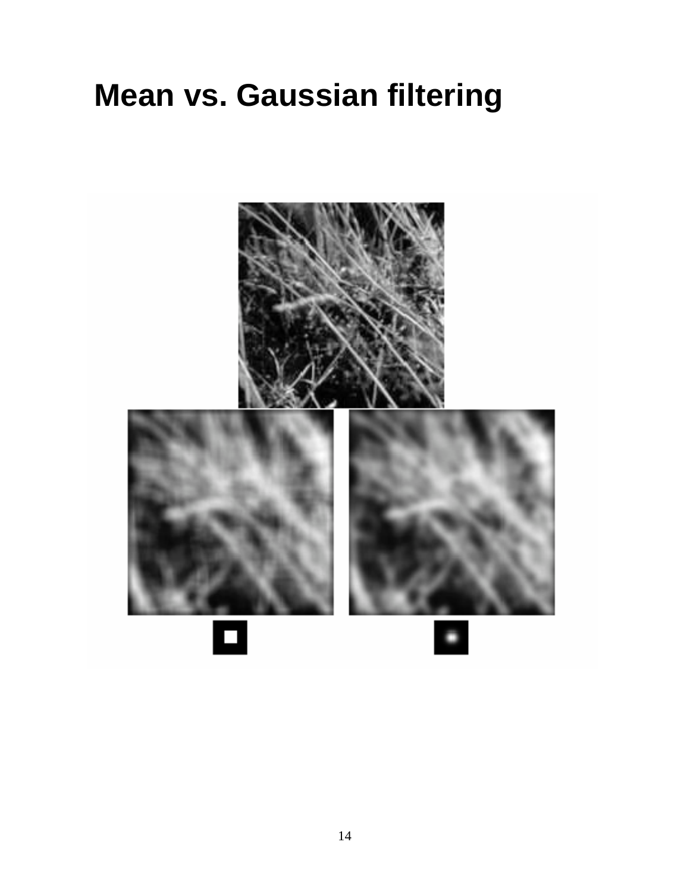# Mean vs. Gaussian filtering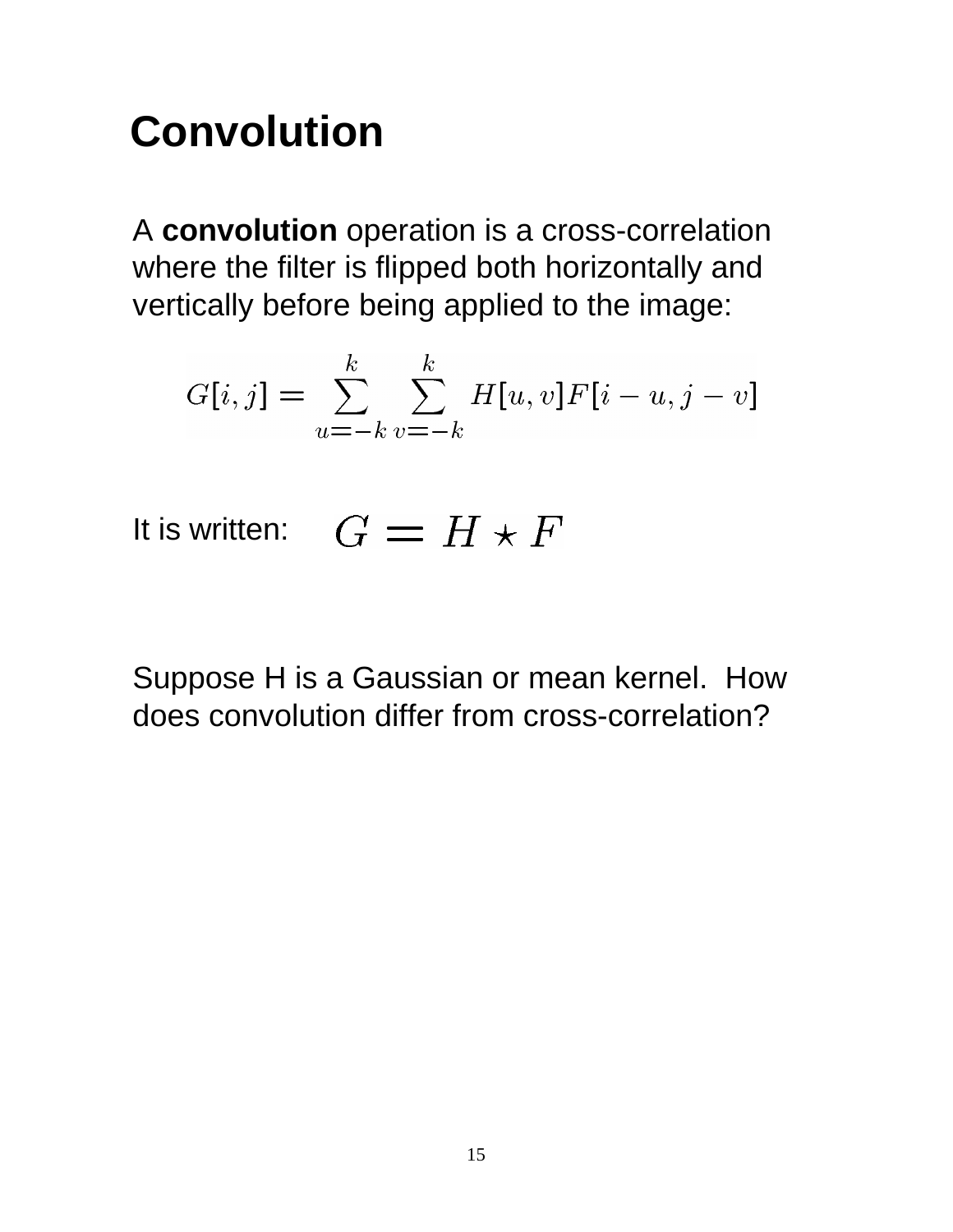# Convolution

A **convolution** operation is a cross-correlation where the filter is flipped both horizontally and vertically before being applied to the image:

$$G[i,j] = \sum_{u=-k}^{k} \sum_{v=-k}^{k} H[u,v]F[i-u,j-v]$$

It is written: $G = H \star F$

Suppose H is a Gaussian or mean kernel. How does convolution differ from cross-correlation?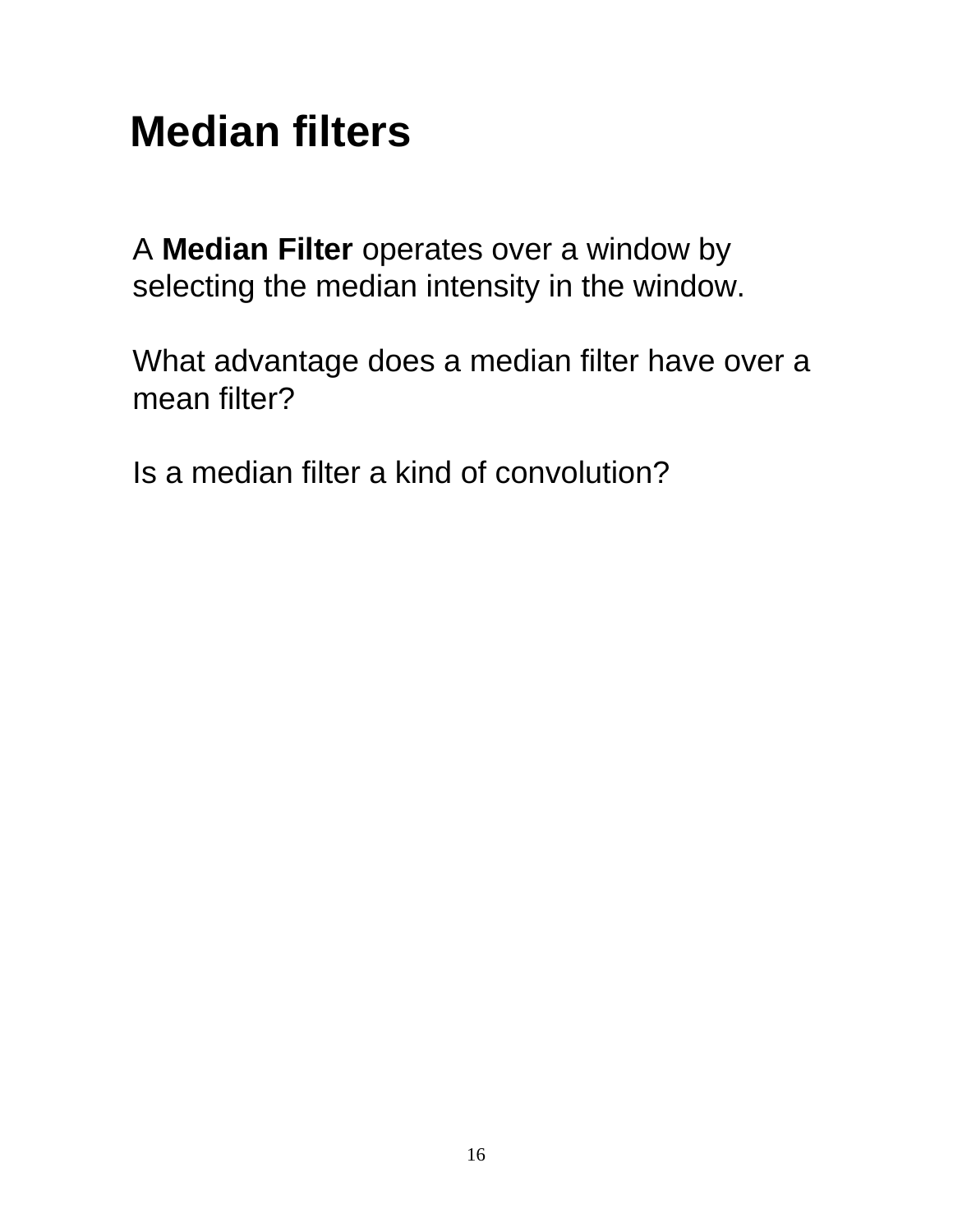# Median filters

A **Median Filter** operates over a window by selecting the median intensity in the window.

What advantage does a median filter have over a mean filter?

Is a median filter a kind of convolution?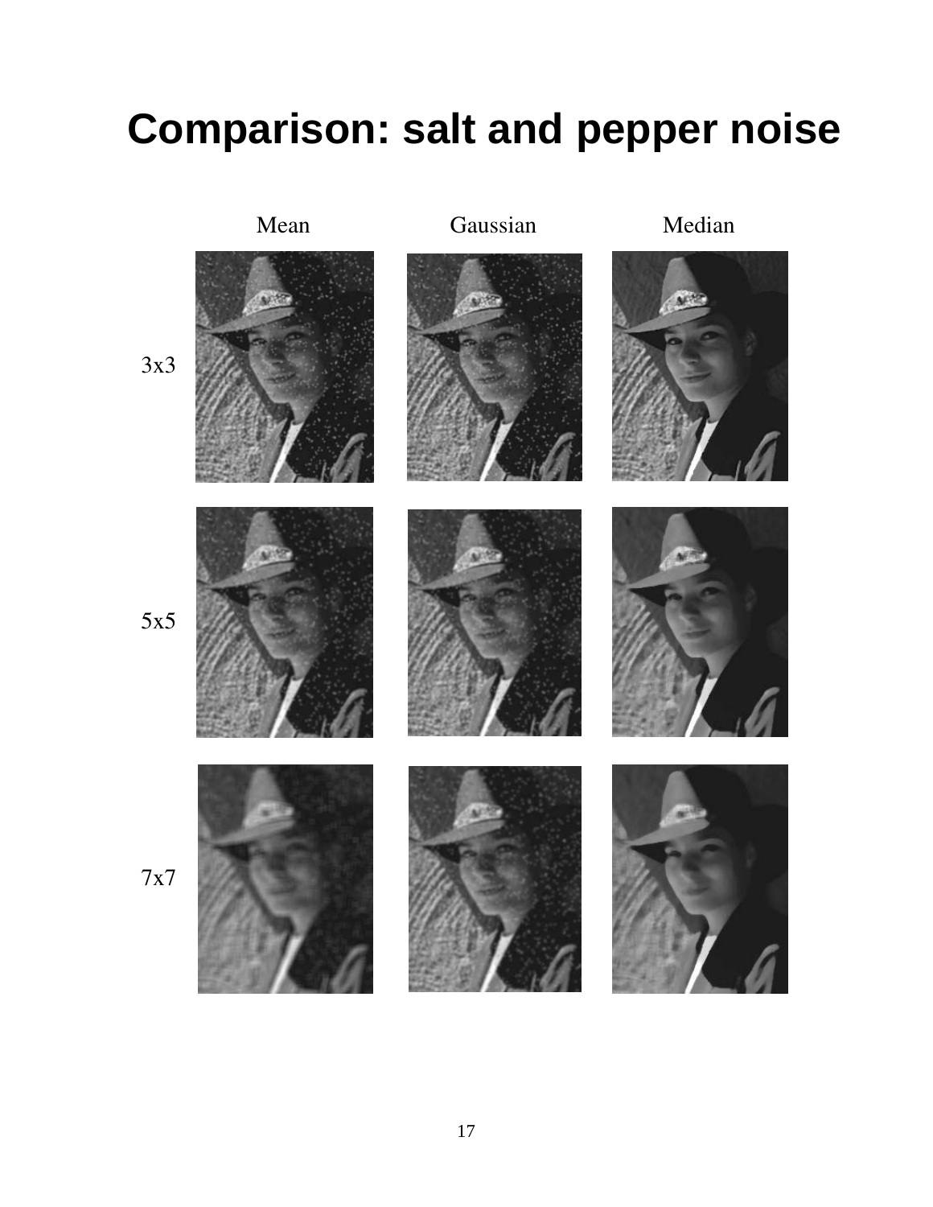# Comparison: salt and pepper noise

| | Mean | Gaussian | Median |
|---|---|---|---|
| 3x3 | | | |
| 5x5 | | | |
| 7x7 | | | |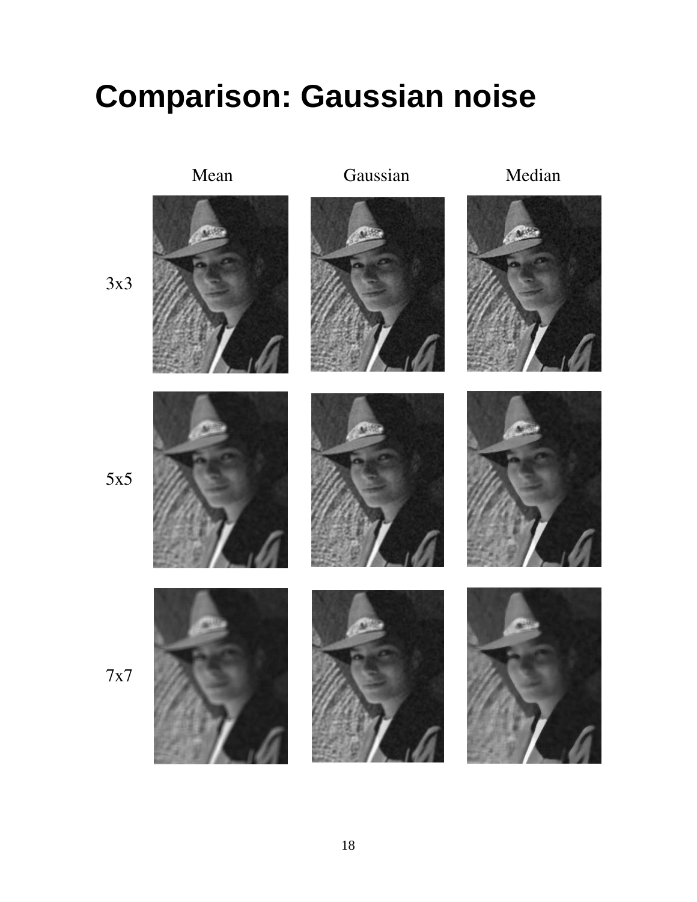# Comparison: Gaussian noise

Mean

Gaussian

Median

3x3

5x5

7x7